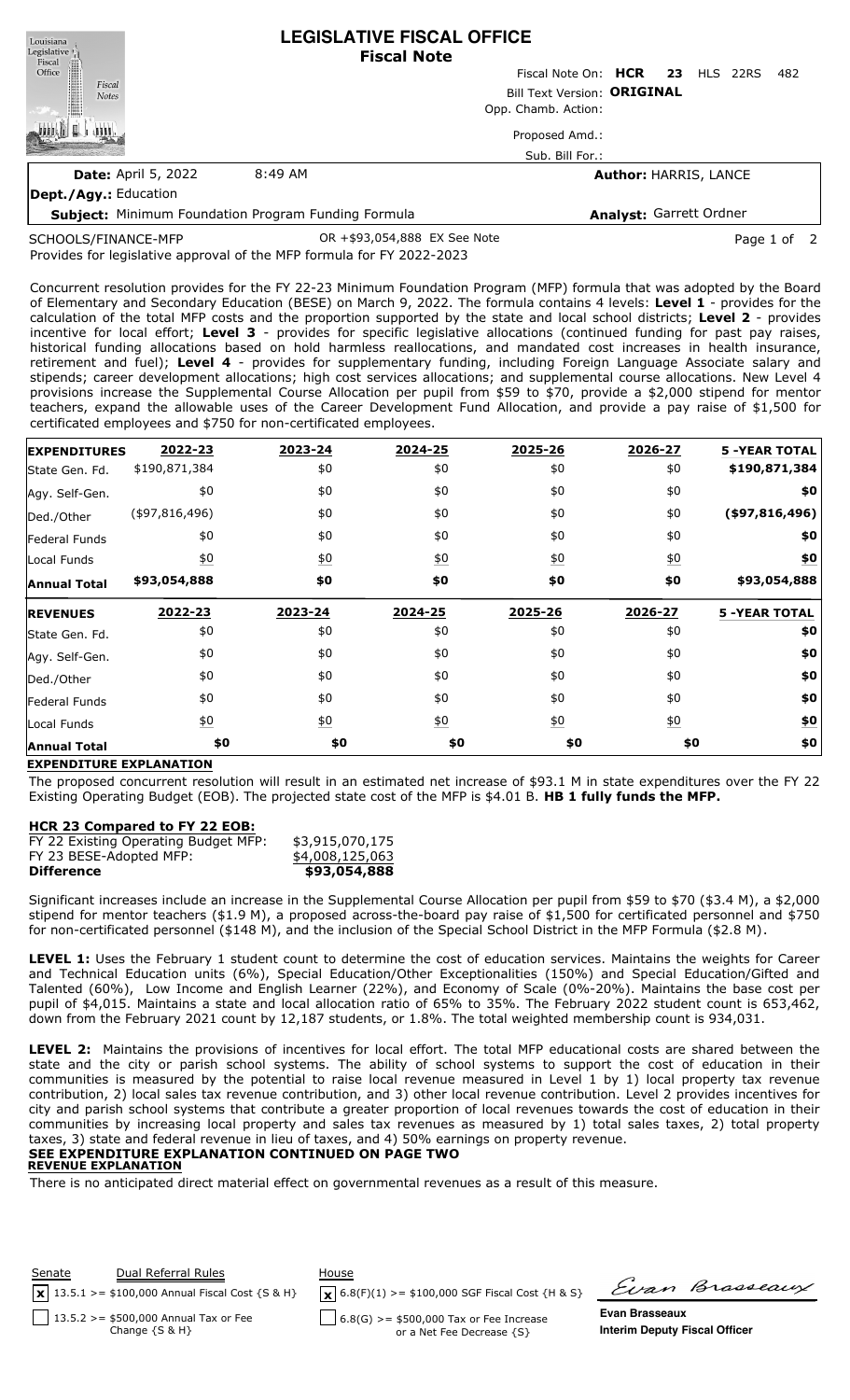# LEGISLATIVE FISCAL OFFICE
## Fiscal Note

Fiscal Note On: **HCR 23** HLS 22RS 482

Bill Text Version: **ORIGINAL**

Opp. Chamb. Action:

Proposed Amd.:

Sub. Bill For.:

**Date:** April 5, 2022 8:49 AM

**Author:** HARRIS, LANCE

**Dept./Agy.:** Education

**Subject:** Minimum Foundation Program Funding Formula

**Analyst:** Garrett Ordner

SCHOOLS/FINANCE-MFP OR +$93,054,888 EX See Note

Provides for legislative approval of the MFP formula for FY 2022-2023

Concurrent resolution provides for the FY 22-23 Minimum Foundation Program (MFP) formula that was adopted by the Board of Elementary and Secondary Education (BESE) on March 9, 2022. The formula contains 4 levels: **Level 1** - provides for the calculation of the total MFP costs and the proportion supported by the state and local school districts; **Level 2** - provides incentive for local effort; **Level 3** - provides for specific legislative allocations (continued funding for past pay raises, historical funding allocations based on hold harmless reallocations, and mandated cost increases in health insurance, retirement and fuel); **Level 4** - provides for supplementary funding, including Foreign Language Associate salary and stipends; career development allocations; high cost services allocations; and supplemental course allocations. New Level 4 provisions increase the Supplemental Course Allocation per pupil from $59 to $70, provide a $2,000 stipend for mentor teachers, expand the allowable uses of the Career Development Fund Allocation, and provide a pay raise of $1,500 for certificated employees and $750 for non-certificated employees.

| EXPENDITURES | 2022-23 | 2023-24 | 2024-25 | 2025-26 | 2026-27 | 5 -YEAR TOTAL |
|---|---|---|---|---|---|---|
| State Gen. Fd. | $190,871,384 | $0 | $0 | $0 | $0 | $190,871,384 |
| Agy. Self-Gen. | $0 | $0 | $0 | $0 | $0 | $0 |
| Ded./Other | ($97,816,496) | $0 | $0 | $0 | $0 | ($97,816,496) |
| Federal Funds | $0 | $0 | $0 | $0 | $0 | $0 |
| Local Funds | $0 | $0 | $0 | $0 | $0 | $0 |
| **Annual Total** | **$93,054,888** | **$0** | **$0** | **$0** | **$0** | **$93,054,888** |

| REVENUES | 2022-23 | 2023-24 | 2024-25 | 2025-26 | 2026-27 | 5 -YEAR TOTAL |
|---|---|---|---|---|---|---|
| State Gen. Fd. | $0 | $0 | $0 | $0 | $0 | $0 |
| Agy. Self-Gen. | $0 | $0 | $0 | $0 | $0 | $0 |
| Ded./Other | $0 | $0 | $0 | $0 | $0 | $0 |
| Federal Funds | $0 | $0 | $0 | $0 | $0 | $0 |
| Local Funds | $0 | $0 | $0 | $0 | $0 | $0 |
| **Annual Total** | **$0** | **$0** | **$0** | **$0** | **$0** | **$0** |

**EXPENDITURE EXPLANATION**

The proposed concurrent resolution will result in an estimated net increase of $93.1 M in state expenditures over the FY 22 Existing Operating Budget (EOB). The projected state cost of the MFP is $4.01 B. **HB 1 fully funds the MFP.**

**HCR 23 Compared to FY 22 EOB:**

| | |
|---|---|
| FY 22 Existing Operating Budget MFP: | $3,915,070,175 |
| FY 23 BESE-Adopted MFP: | $4,008,125,063 |
| **Difference** | **$93,054,888** |

Significant increases include an increase in the Supplemental Course Allocation per pupil from $59 to $70 ($3.4 M), a $2,000 stipend for mentor teachers ($1.9 M), a proposed across-the-board pay raise of $1,500 for certificated personnel and $750 for non-certificated personnel ($148 M), and the inclusion of the Special School District in the MFP Formula ($2.8 M).

**LEVEL 1:** Uses the February 1 student count to determine the cost of education services. Maintains the weights for Career and Technical Education units (6%), Special Education/Other Exceptionalities (150%) and Special Education/Gifted and Talented (60%), Low Income and English Learner (22%), and Economy of Scale (0%-20%). Maintains the base cost per pupil of $4,015. Maintains a state and local allocation ratio of 65% to 35%. The February 2022 student count is 653,462, down from the February 2021 count by 12,187 students, or 1.8%. The total weighted membership count is 934,031.

**LEVEL 2:** Maintains the provisions of incentives for local effort. The total MFP educational costs are shared between the state and the city or parish school systems. The ability of school systems to support the cost of education in their communities is measured by the potential to raise local revenue measured in Level 1 by 1) local property tax revenue contribution, 2) local sales tax revenue contribution, and 3) other local revenue contribution. Level 2 provides incentives for city and parish school systems that contribute a greater proportion of local revenues towards the cost of education in their communities by increasing local property and sales tax revenues as measured by 1) total sales taxes, 2) total property taxes, 3) state and federal revenue in lieu of taxes, and 4) 50% earnings on property revenue.

**SEE EXPENDITURE EXPLANATION CONTINUED ON PAGE TWO**

**REVENUE EXPLANATION**

There is no anticipated direct material effect on governmental revenues as a result of this measure.

Senate — Dual Referral Rules

- [x] 13.5.1 >= $100,000 Annual Fiscal Cost {S & H}
- [ ] 13.5.2 >= $500,000 Annual Tax or Fee Change {S & H}

House

- [x] 6.8(F)(1) >= $100,000 SGF Fiscal Cost {H & S}
- [ ] 6.8(G) >= $500,000 Tax or Fee Increase or a Net Fee Decrease {S}

**Evan Brasseaux**
**Interim Deputy Fiscal Officer**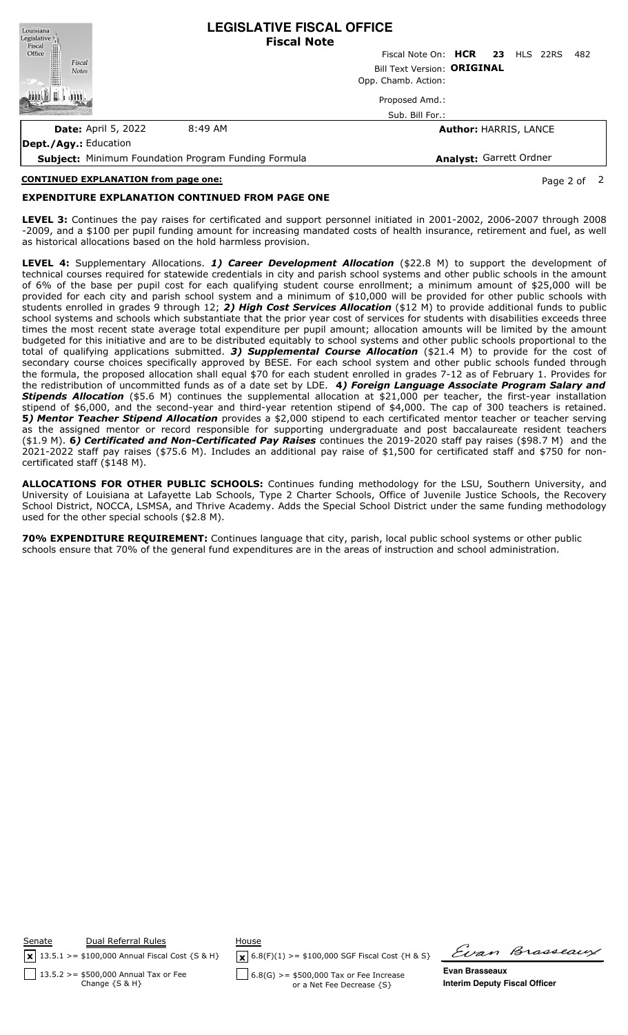LEGISLATIVE FISCAL OFFICE
Fiscal Note

Fiscal Note On: **HCR 23** HLS 22RS 482

Bill Text Version: **ORIGINAL**

Opp. Chamb. Action:

Proposed Amd.:

Sub. Bill For.:

**Date:** April 5, 2022 8:49 AM

**Author:** HARRIS, LANCE

**Dept./Agy.:** Education

**Subject:** Minimum Foundation Program Funding Formula

**Analyst:** Garrett Ordner

**CONTINUED EXPLANATION from page one:**

**EXPENDITURE EXPLANATION CONTINUED FROM PAGE ONE**

**LEVEL 3:** Continues the pay raises for certificated and support personnel initiated in 2001-2002, 2006-2007 through 2008-2009, and a $100 per pupil funding amount for increasing mandated costs of health insurance, retirement and fuel, as well as historical allocations based on the hold harmless provision.

**LEVEL 4:** Supplementary Allocations. ***1) Career Development Allocation*** ($22.8 M) to support the development of technical courses required for statewide credentials in city and parish school systems and other public schools in the amount of 6% of the base per pupil cost for each qualifying student course enrollment; a minimum amount of $25,000 will be provided for each city and parish school system and a minimum of $10,000 will be provided for other public schools with students enrolled in grades 9 through 12; ***2) High Cost Services Allocation*** ($12 M) to provide additional funds to public school systems and schools which substantiate that the prior year cost of services for students with disabilities exceeds three times the most recent state average total expenditure per pupil amount; allocation amounts will be limited by the amount budgeted for this initiative and are to be distributed equitably to school systems and other public schools proportional to the total of qualifying applications submitted. ***3) Supplemental Course Allocation*** ($21.4 M) to provide for the cost of secondary course choices specifically approved by BESE. For each school system and other public schools funded through the formula, the proposed allocation shall equal $70 for each student enrolled in grades 7-12 as of February 1. Provides for the redistribution of uncommitted funds as of a date set by LDE. ***4) Foreign Language Associate Program Salary and Stipends Allocation*** ($5.6 M) continues the supplemental allocation at $21,000 per teacher, the first-year installation stipend of $6,000, and the second-year and third-year retention stipend of $4,000. The cap of 300 teachers is retained. ***5) Mentor Teacher Stipend Allocation*** provides a $2,000 stipend to each certificated mentor teacher or teacher serving as the assigned mentor or record responsible for supporting undergraduate and post baccalaureate resident teachers ($1.9 M). ***6) Certificated and Non-Certificated Pay Raises*** continues the 2019-2020 staff pay raises ($98.7 M) and the 2021-2022 staff pay raises ($75.6 M). Includes an additional pay raise of $1,500 for certificated staff and $750 for non-certificated staff ($148 M).

**ALLOCATIONS FOR OTHER PUBLIC SCHOOLS:** Continues funding methodology for the LSU, Southern University, and University of Louisiana at Lafayette Lab Schools, Type 2 Charter Schools, Office of Juvenile Justice Schools, the Recovery School District, NOCCA, LSMSA, and Thrive Academy. Adds the Special School District under the same funding methodology used for the other special schools ($2.8 M).

**70% EXPENDITURE REQUIREMENT:** Continues language that city, parish, local public school systems or other public schools ensure that 70% of the general fund expenditures are in the areas of instruction and school administration.

| Senate | Dual Referral Rules | House |
|---|---|---|
| [x] | 13.5.1 >= $100,000 Annual Fiscal Cost {S & H} | [x] 6.8(F)(1) >= $100,000 SGF Fiscal Cost {H & S} |
| [ ] | 13.5.2 >= $500,000 Annual Tax or Fee Change {S & H} | [ ] 6.8(G) >= $500,000 Tax or Fee Increase or a Net Fee Decrease {S} |

**Evan Brasseaux**
**Interim Deputy Fiscal Officer**